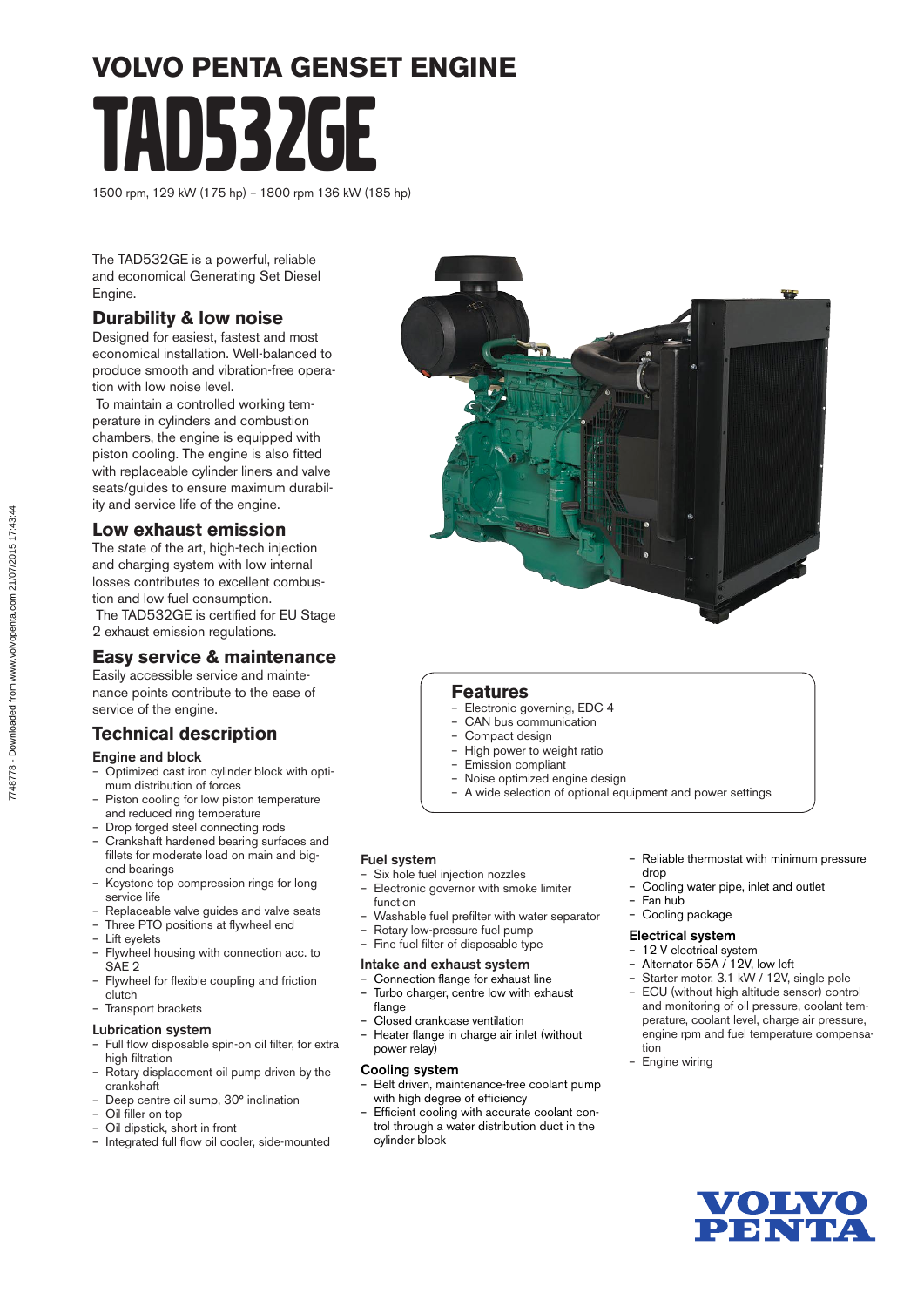# VOLVO PENTA GENSET ENGINE

# TAD532GE

1500 rpm, 129 kW (175 hp) – 1800 rpm 136 kW (185 hp)

The TAD532GE is a powerful, reliable and economical Generating Set Diesel Engine.

## Durability & low noise

Designed for easiest, fastest and most economical installation. Well-balanced to produce smooth and vibration-free operation with low noise level.

To maintain a controlled working temperature in cylinders and combustion chambers, the engine is equipped with piston cooling. The engine is also fitted with replaceable cylinder liners and valve seats/guides to ensure maximum durability and service life of the engine.

## Low exhaust emission

The state of the art, high-tech injection and charging system with low internal losses contributes to excellent combustion and low fuel consumption.

The TAD532GE is certified for EU Stage 2 exhaust emission regulations.

## Easy service & maintenance

Easily accessible service and maintenance points contribute to the ease of service of the engine.

## Features

- Electronic governing, EDC 4
- CAN bus communication
- Compact design
- High power to weight ratio
- Emission compliant
- Noise optimized engine design
- A wide selection of optional equipment and power settings

## Technical description

### Engine and block

- Optimized cast iron cylinder block with optimum distribution of forces
- Piston cooling for low piston temperature and reduced ring temperature
- Drop forged steel connecting rods
- Crankshaft hardened bearing surfaces and fillets for moderate load on main and big-end bearings
- Keystone top compression rings for long service life
- Replaceable valve guides and valve seats
- Three PTO positions at flywheel end
- Lift eyelets
- Flywheel housing with connection acc. to SAE 2
- Flywheel for flexible coupling and friction clutch
- Transport brackets

### Lubrication system

- Full flow disposable spin-on oil filter, for extra high filtration
- Rotary displacement oil pump driven by the crankshaft
- Deep centre oil sump, 30° inclination
- Oil filler on top
- Oil dipstick, short in front
- Integrated full flow oil cooler, side-mounted

### Fuel system

- Six hole fuel injection nozzles
- Electronic governor with smoke limiter function
- Washable fuel prefilter with water separator
- Rotary low-pressure fuel pump
- Fine fuel filter of disposable type

### Intake and exhaust system

- Connection flange for exhaust line
- Turbo charger, centre low with exhaust flange
- Closed crankcase ventilation
- Heater flange in charge air inlet (without power relay)

### Cooling system

- Belt driven, maintenance-free coolant pump with high degree of efficiency
- Efficient cooling with accurate coolant control through a water distribution duct in the cylinder block
- Reliable thermostat with minimum pressure drop
- Cooling water pipe, inlet and outlet
- Fan hub
- Cooling package

### Electrical system

- 12 V electrical system
- Alternator 55A / 12V, low left
- Starter motor, 3.1 kW / 12V, single pole
- ECU (without high altitude sensor) control and monitoring of oil pressure, coolant temperature, coolant level, charge air pressure, engine rpm and fuel temperature compensation
- Engine wiring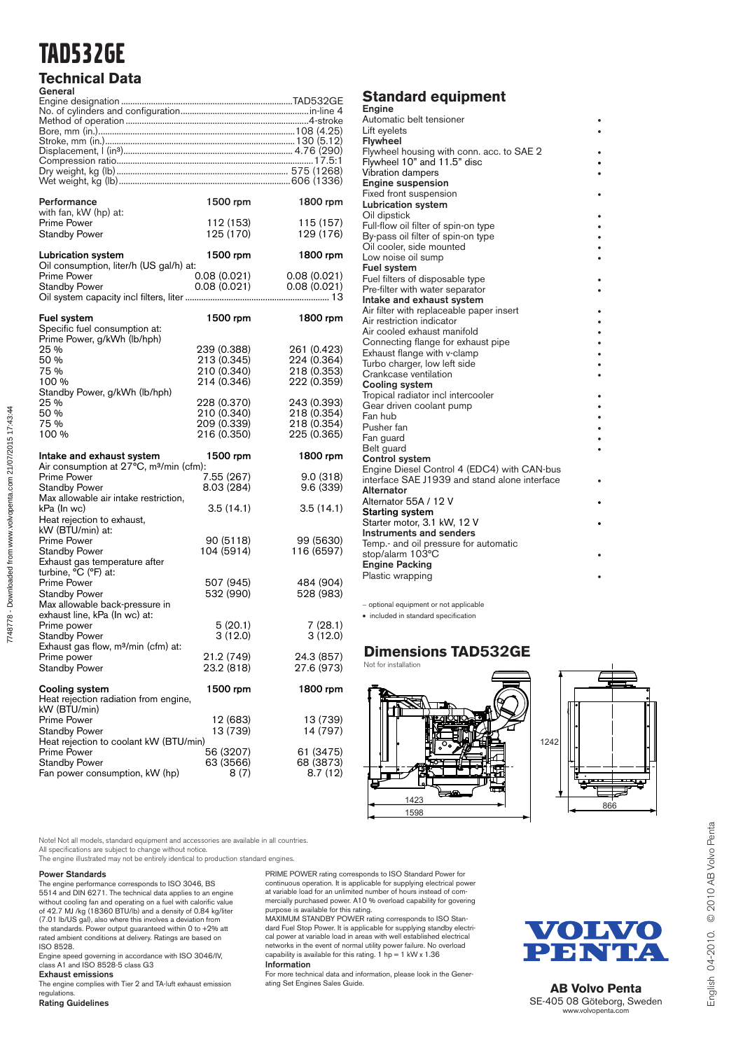# TAD532GE

## Technical Data

### General

| | |
|---|---|
| Engine designation | TAD532GE |
| No. of cylinders and configuration | in-line 4 |
| Method of operation | 4-stroke |
| Bore, mm (in.) | 108 (4.25) |
| Stroke, mm (in.) | 130 (5.12) |
| Displacement, l (in³) | 4.76 (290) |
| Compression ratio | 17.5:1 |
| Dry weight, kg (lb) | 575 (1268) |
| Wet weight, kg (lb) | 606 (1336) |

| Performance | 1500 rpm | 1800 rpm |
|---|---|---|
| with fan, kW (hp) at: | | |
| Prime Power | 112 (153) | 115 (157) |
| Standby Power | 125 (170) | 129 (176) |

| Lubrication system | 1500 rpm | 1800 rpm |
|---|---|---|
| Oil consumption, liter/h (US gal/h) at: | | |
| Prime Power | 0.08 (0.021) | 0.08 (0.021) |
| Standby Power | 0.08 (0.021) | 0.08 (0.021) |
| Oil system capacity incl filters, liter | | 13 |

| Fuel system | 1500 rpm | 1800 rpm |
|---|---|---|
| Specific fuel consumption at: | | |
| Prime Power, g/kWh (lb/hph) | | |
| 25 % | 239 (0.388) | 261 (0.423) |
| 50 % | 213 (0.345) | 224 (0.364) |
| 75 % | 210 (0.340) | 218 (0.353) |
| 100 % | 214 (0.346) | 222 (0.359) |
| Standby Power, g/kWh (lb/hph) | | |
| 25 % | 228 (0.370) | 243 (0.393) |
| 50 % | 210 (0.340) | 218 (0.354) |
| 75 % | 209 (0.339) | 218 (0.354) |
| 100 % | 216 (0.350) | 225 (0.365) |

| Intake and exhaust system | 1500 rpm | 1800 rpm |
|---|---|---|
| Air consumption at 27°C, m³/min (cfm): | | |
| Prime Power | 7.55 (267) | 9.0 (318) |
| Standby Power | 8.03 (284) | 9.6 (339) |
| Max allowable air intake restriction, kPa (In wc) | 3.5 (14.1) | 3.5 (14.1) |
| Heat rejection to exhaust, kW (BTU/min) at: | | |
| Prime Power | 90 (5118) | 99 (5630) |
| Standby Power | 104 (5914) | 116 (6597) |
| Exhaust gas temperature after turbine, °C (°F) at: | | |
| Prime Power | 507 (945) | 484 (904) |
| Standby Power | 532 (990) | 528 (983) |
| Max allowable back-pressure in exhaust line, kPa (In wc) at: | | |
| Prime power | 5 (20.1) | 7 (28.1) |
| Standby Power | 3 (12.0) | 3 (12.0) |
| Exhaust gas flow, m³/min (cfm) at: | | |
| Prime power | 21.2 (749) | 24.3 (857) |
| Standby Power | 23.2 (818) | 27.6 (973) |

| Cooling system | 1500 rpm | 1800 rpm |
|---|---|---|
| Heat rejection radiation from engine, kW (BTU/min) | | |
| Prime Power | 12 (683) | 13 (739) |
| Standby Power | 13 (739) | 14 (797) |
| Heat rejection to coolant kW (BTU/min) | | |
| Prime Power | 56 (3207) | 61 (3475) |
| Standby Power | 63 (3566) | 68 (3873) |
| Fan power consumption, kW (hp) | 8 (7) | 8.7 (12) |

## Standard equipment

| | |
|---|---|
| **Engine** | |
| Automatic belt tensioner | • |
| Lift eyelets | • |
| **Flywheel** | |
| Flywheel housing with conn. acc. to SAE 2 | • |
| Flywheel 10" and 11.5" disc | • |
| Vibration dampers | • |
| **Engine suspension** | |
| Fixed front suspension | • |
| **Lubrication system** | |
| Oil dipstick | • |
| Full-flow oil filter of spin-on type | • |
| By-pass oil filter of spin-on type | • |
| Oil cooler, side mounted | • |
| Low noise oil sump | • |
| **Fuel system** | |
| Fuel filters of disposable type | • |
| Pre-filter with water separator | • |
| **Intake and exhaust system** | |
| Air filter with replaceable paper insert | • |
| Air restriction indicator | • |
| Air cooled exhaust manifold | • |
| Connecting flange for exhaust pipe | • |
| Exhaust flange with v-clamp | • |
| Turbo charger, low left side | • |
| Crankcase ventilation | • |
| **Cooling system** | |
| Tropical radiator incl intercooler | • |
| Gear driven coolant pump | • |
| Fan hub | • |
| Pusher fan | • |
| Fan guard | • |
| Belt guard | • |
| **Control system** | |
| Engine Diesel Control 4 (EDC4) with CAN-bus interface SAE J1939 and stand alone interface | • |
| **Alternator** | |
| Alternator 55A / 12 V | • |
| **Starting system** | |
| Starter motor, 3.1 kW, 12 V | • |
| **Instruments and senders** | |
| Temp.- and oil pressure for automatic stop/alarm 103°C | • |
| **Engine Packing** | |
| Plastic wrapping | • |

– optional equipment or not applicable
• included in standard specification

## Dimensions TAD532GE

Not for installation

1423
1598
1242
866

Note! Not all models, standard equipment and accessories are available in all countries.
All specifications are subject to change without notice.
The engine illustrated may not be entirely identical to production standard engines.

**Power Standards**
The engine performance corresponds to ISO 3046, BS 5514 and DIN 6271. The technical data applies to an engine without cooling fan and operating on a fuel with calorific value of 42.7 MJ /kg (18360 BTU/lb) and a density of 0.84 kg/liter (7.01 lb/US gal), also where this involves a deviation from the standards. Power output guaranteed within 0 to +2% att rated ambient conditions at delivery. Ratings are based on ISO 8528.
Engine speed governing in accordance with ISO 3046/IV, class A1 and ISO 8528-5 class G3

**Exhaust emissions**
The engine complies with Tier 2 and TA-luft exhaust emission regulations.

**Rating Guidelines**
PRIME POWER rating corresponds to ISO Standard Power for continuous operation. It is applicable for supplying electrical power at variable load for an unlimited number of hours instead of commercially purchased power. A10 % overload capability for governing purpose is available for this rating.
MAXIMUM STANDBY POWER rating corresponds to ISO Standard Fuel Stop Power. It is applicable for supplying standby electrical power at variable load in areas with well established electrical networks in the event of normal utility power failure. No overload capability is available for this rating. 1 hp = 1 kW x 1.36

**Information**
For more technical data and information, please look in the Generating Set Engines Sales Guide.

VOLVO PENTA

**AB Volvo Penta**
SE-405 08 Göteborg, Sweden
www.volvopenta.com

English 04-2010. © 2010 AB Volvo Penta